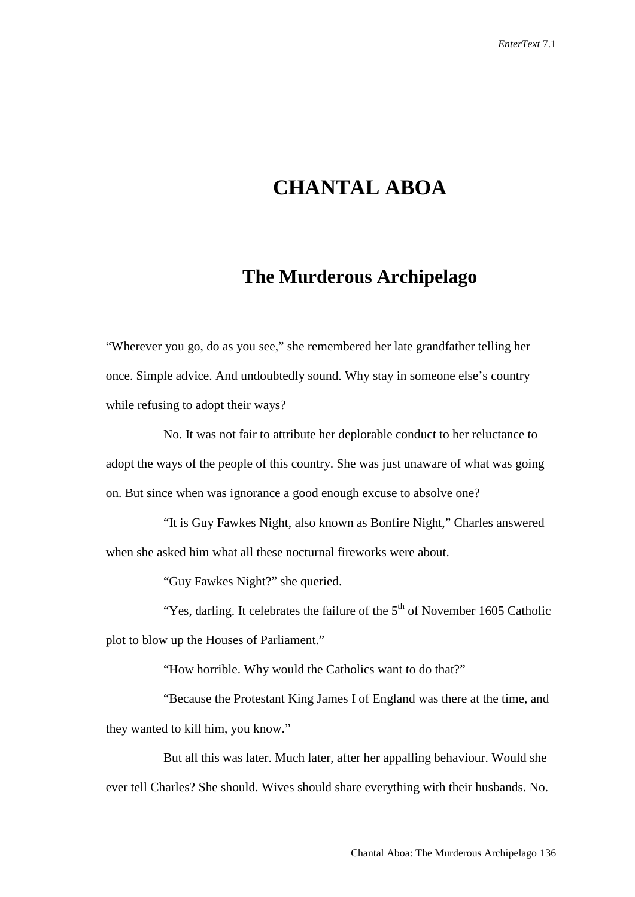# CHANTAL ABOA

## The Murderous Archipelago

"Wherever you go, do as you see," she remembered her late grandfather telling her once. Simple advice. And undoubtedly sound. Why stay in someone else's country while refusing to adopt their ways?

No. It was not fair to attribute her deplorable conduct to her reluctance to adopt the ways of the people of this country. She was just unaware of what was going on. But since when was ignorance a good enough excuse to absolve one?

"It is Guy Fawkes Night, also known as Bonfire Night," Charles answered when she asked him what all these nocturnal fireworks were about.

"Guy Fawkes Night?" she queried.

"Yes, darling. It celebrates the failure of the 5th of November 1605 Catholic plot to blow up the Houses of Parliament."

"How horrible. Why would the Catholics want to do that?"

"Because the Protestant King James I of England was there at the time, and they wanted to kill him, you know."

But all this was later. Much later, after her appalling behaviour. Would she ever tell Charles? She should. Wives should share everything with their husbands. No.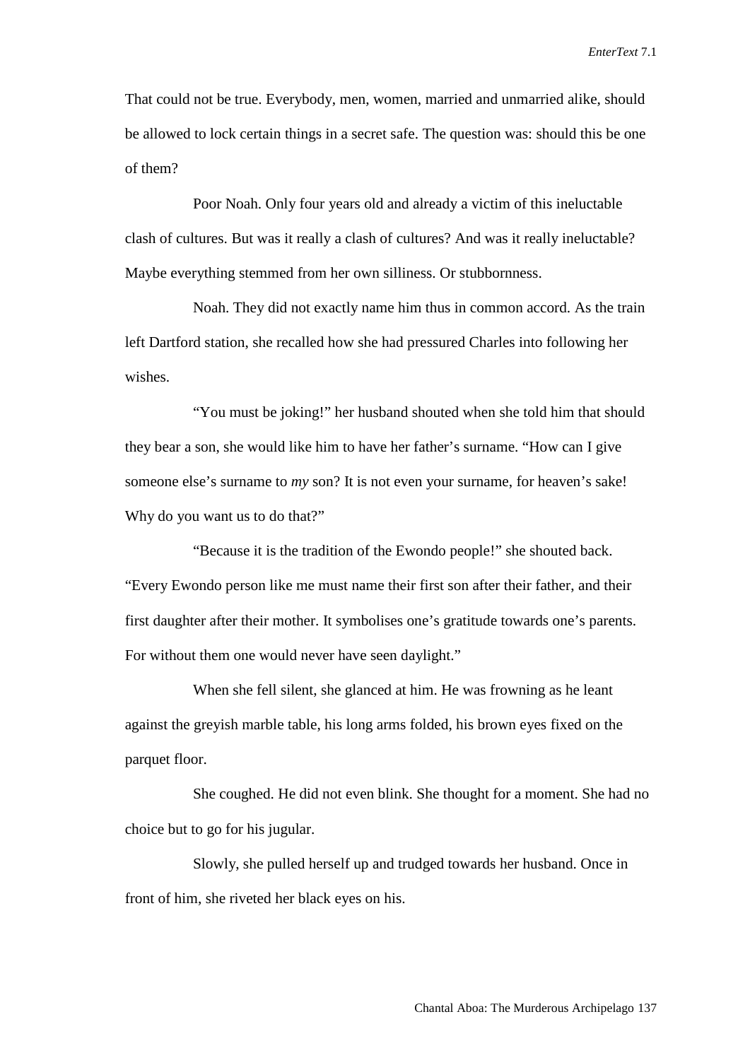That could not be true. Everybody, men, women, married and unmarried alike, should be allowed to lock certain things in a secret safe. The question was: should this be one of them?

Poor Noah. Only four years old and already a victim of this ineluctable clash of cultures. But was it really a clash of cultures? And was it really ineluctable? Maybe everything stemmed from her own silliness. Or stubbornness.

Noah. They did not exactly name him thus in common accord. As the train left Dartford station, she recalled how she had pressured Charles into following her wishes.

"You must be joking!" her husband shouted when she told him that should they bear a son, she would like him to have her father's surname. "How can I give someone else's surname to *my* son? It is not even your surname, for heaven's sake! Why do you want us to do that?"

"Because it is the tradition of the Ewondo people!" she shouted back. "Every Ewondo person like me must name their first son after their father, and their first daughter after their mother. It symbolises one's gratitude towards one's parents. For without them one would never have seen daylight."

When she fell silent, she glanced at him. He was frowning as he leant against the greyish marble table, his long arms folded, his brown eyes fixed on the parquet floor.

She coughed. He did not even blink. She thought for a moment. She had no choice but to go for his jugular.

Slowly, she pulled herself up and trudged towards her husband. Once in front of him, she riveted her black eyes on his.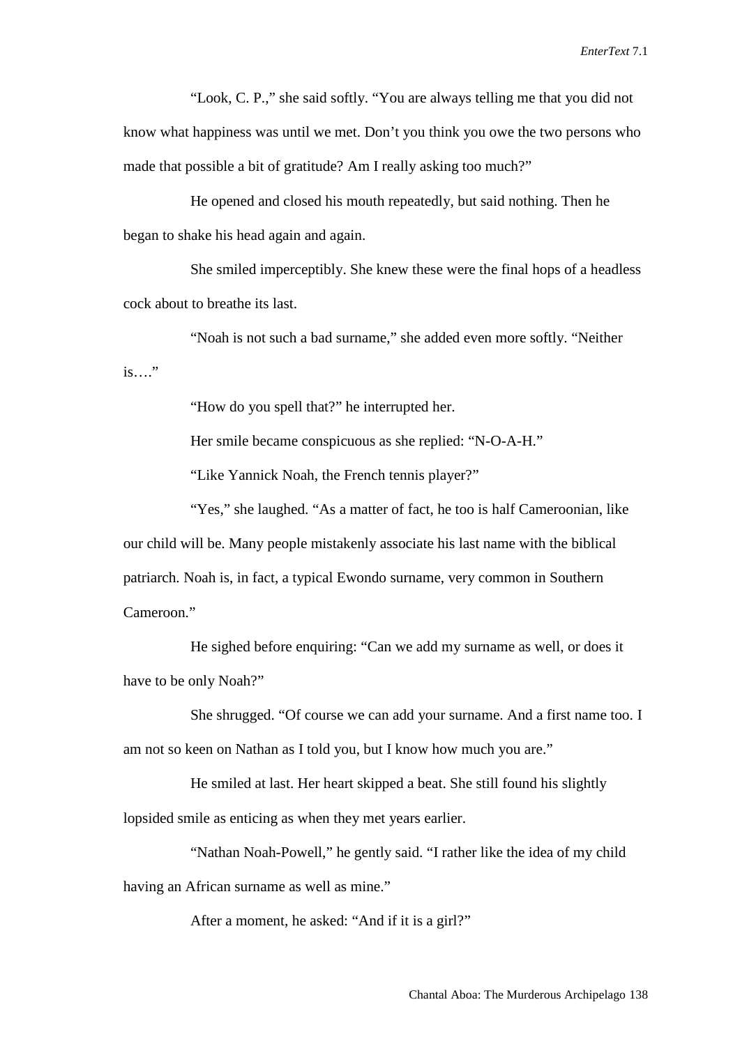"Look, C. P.," she said softly. "You are always telling me that you did not know what happiness was until we met. Don't you think you owe the two persons who made that possible a bit of gratitude? Am I really asking too much?"

He opened and closed his mouth repeatedly, but said nothing. Then he began to shake his head again and again.

She smiled imperceptibly. She knew these were the final hops of a headless cock about to breathe its last.

"Noah is not such a bad surname," she added even more softly. "Neither is…."

"How do you spell that?" he interrupted her.

Her smile became conspicuous as she replied: "N-O-A-H."

"Like Yannick Noah, the French tennis player?"

"Yes," she laughed. "As a matter of fact, he too is half Cameroonian, like our child will be. Many people mistakenly associate his last name with the biblical patriarch. Noah is, in fact, a typical Ewondo surname, very common in Southern Cameroon."

He sighed before enquiring: "Can we add my surname as well, or does it have to be only Noah?"

She shrugged. "Of course we can add your surname. And a first name too. I am not so keen on Nathan as I told you, but I know how much you are."

He smiled at last. Her heart skipped a beat. She still found his slightly lopsided smile as enticing as when they met years earlier.

"Nathan Noah-Powell," he gently said. "I rather like the idea of my child having an African surname as well as mine."

After a moment, he asked: "And if it is a girl?"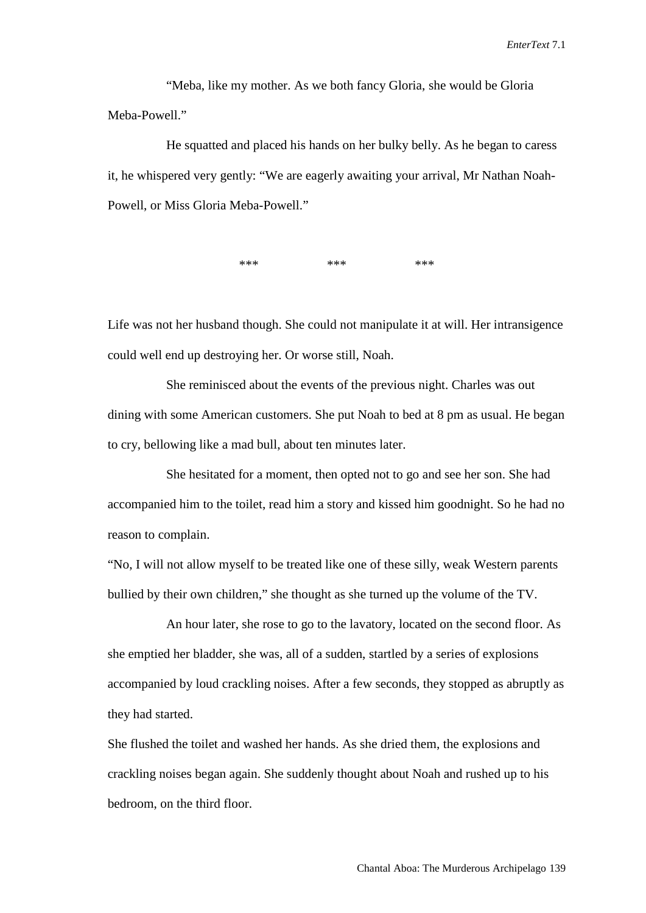"Meba, like my mother. As we both fancy Gloria, she would be Gloria Meba-Powell."

He squatted and placed his hands on her bulky belly. As he began to caress it, he whispered very gently: "We are eagerly awaiting your arrival, Mr Nathan Noah-Powell, or Miss Gloria Meba-Powell."

*** *** ***

Life was not her husband though. She could not manipulate it at will. Her intransigence could well end up destroying her. Or worse still, Noah.

She reminisced about the events of the previous night. Charles was out dining with some American customers. She put Noah to bed at 8 pm as usual. He began to cry, bellowing like a mad bull, about ten minutes later.

She hesitated for a moment, then opted not to go and see her son. She had accompanied him to the toilet, read him a story and kissed him goodnight. So he had no reason to complain.

"No, I will not allow myself to be treated like one of these silly, weak Western parents bullied by their own children," she thought as she turned up the volume of the TV.

An hour later, she rose to go to the lavatory, located on the second floor. As she emptied her bladder, she was, all of a sudden, startled by a series of explosions accompanied by loud crackling noises. After a few seconds, they stopped as abruptly as they had started.

She flushed the toilet and washed her hands. As she dried them, the explosions and crackling noises began again. She suddenly thought about Noah and rushed up to his bedroom, on the third floor.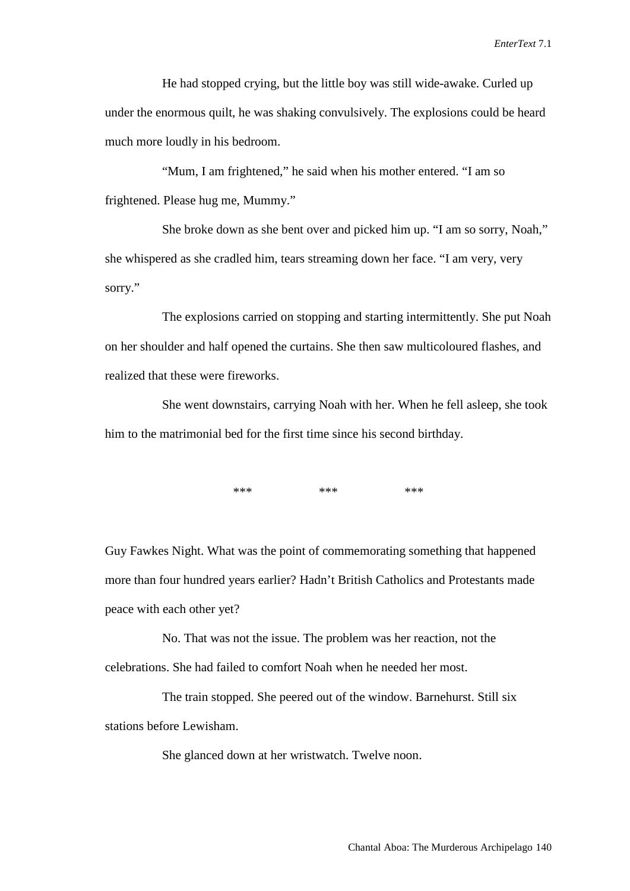He had stopped crying, but the little boy was still wide-awake. Curled up under the enormous quilt, he was shaking convulsively. The explosions could be heard much more loudly in his bedroom.

“Mum, I am frightened,” he said when his mother entered. “I am so frightened. Please hug me, Mummy.”

She broke down as she bent over and picked him up. “I am so sorry, Noah,” she whispered as she cradled him, tears streaming down her face. “I am very, very sorry.”

The explosions carried on stopping and starting intermittently. She put Noah on her shoulder and half opened the curtains. She then saw multicoloured flashes, and realized that these were fireworks.

She went downstairs, carrying Noah with her. When he fell asleep, she took him to the matrimonial bed for the first time since his second birthday.

*** *** ***

Guy Fawkes Night. What was the point of commemorating something that happened more than four hundred years earlier? Hadn’t British Catholics and Protestants made peace with each other yet?

No. That was not the issue. The problem was her reaction, not the celebrations. She had failed to comfort Noah when he needed her most.

The train stopped. She peered out of the window. Barnehurst. Still six stations before Lewisham.

She glanced down at her wristwatch. Twelve noon.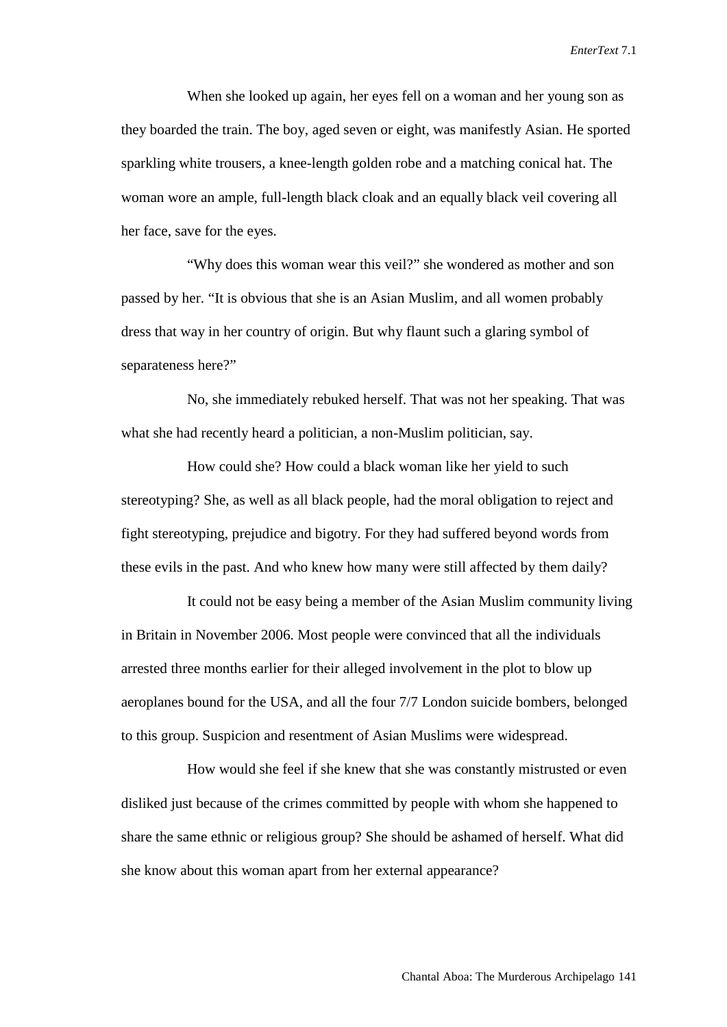When she looked up again, her eyes fell on a woman and her young son as they boarded the train. The boy, aged seven or eight, was manifestly Asian. He sported sparkling white trousers, a knee-length golden robe and a matching conical hat. The woman wore an ample, full-length black cloak and an equally black veil covering all her face, save for the eyes.

"Why does this woman wear this veil?" she wondered as mother and son passed by her. "It is obvious that she is an Asian Muslim, and all women probably dress that way in her country of origin. But why flaunt such a glaring symbol of separateness here?"

No, she immediately rebuked herself. That was not her speaking. That was what she had recently heard a politician, a non-Muslim politician, say.

How could she? How could a black woman like her yield to such stereotyping? She, as well as all black people, had the moral obligation to reject and fight stereotyping, prejudice and bigotry. For they had suffered beyond words from these evils in the past. And who knew how many were still affected by them daily?

It could not be easy being a member of the Asian Muslim community living in Britain in November 2006. Most people were convinced that all the individuals arrested three months earlier for their alleged involvement in the plot to blow up aeroplanes bound for the USA, and all the four 7/7 London suicide bombers, belonged to this group. Suspicion and resentment of Asian Muslims were widespread.

How would she feel if she knew that she was constantly mistrusted or even disliked just because of the crimes committed by people with whom she happened to share the same ethnic or religious group? She should be ashamed of herself. What did she know about this woman apart from her external appearance?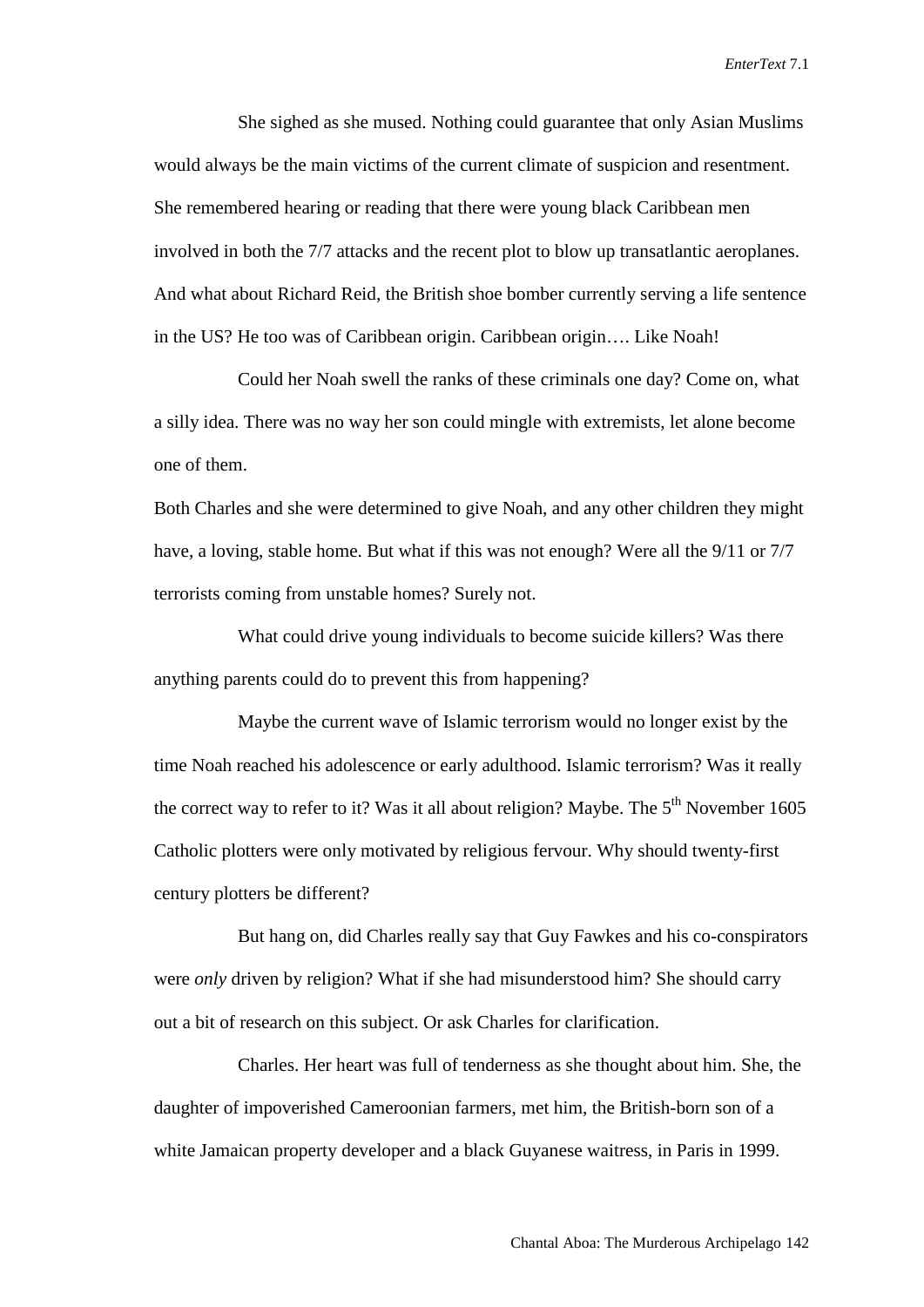She sighed as she mused. Nothing could guarantee that only Asian Muslims would always be the main victims of the current climate of suspicion and resentment. She remembered hearing or reading that there were young black Caribbean men involved in both the 7/7 attacks and the recent plot to blow up transatlantic aeroplanes. And what about Richard Reid, the British shoe bomber currently serving a life sentence in the US? He too was of Caribbean origin. Caribbean origin…. Like Noah!

Could her Noah swell the ranks of these criminals one day? Come on, what a silly idea. There was no way her son could mingle with extremists, let alone become one of them.

Both Charles and she were determined to give Noah, and any other children they might have, a loving, stable home. But what if this was not enough? Were all the 9/11 or 7/7 terrorists coming from unstable homes? Surely not.

What could drive young individuals to become suicide killers? Was there anything parents could do to prevent this from happening?

Maybe the current wave of Islamic terrorism would no longer exist by the time Noah reached his adolescence or early adulthood. Islamic terrorism? Was it really the correct way to refer to it? Was it all about religion? Maybe. The 5th November 1605 Catholic plotters were only motivated by religious fervour. Why should twenty-first century plotters be different?

But hang on, did Charles really say that Guy Fawkes and his co-conspirators were *only* driven by religion? What if she had misunderstood him? She should carry out a bit of research on this subject. Or ask Charles for clarification.

Charles. Her heart was full of tenderness as she thought about him. She, the daughter of impoverished Cameroonian farmers, met him, the British-born son of a white Jamaican property developer and a black Guyanese waitress, in Paris in 1999.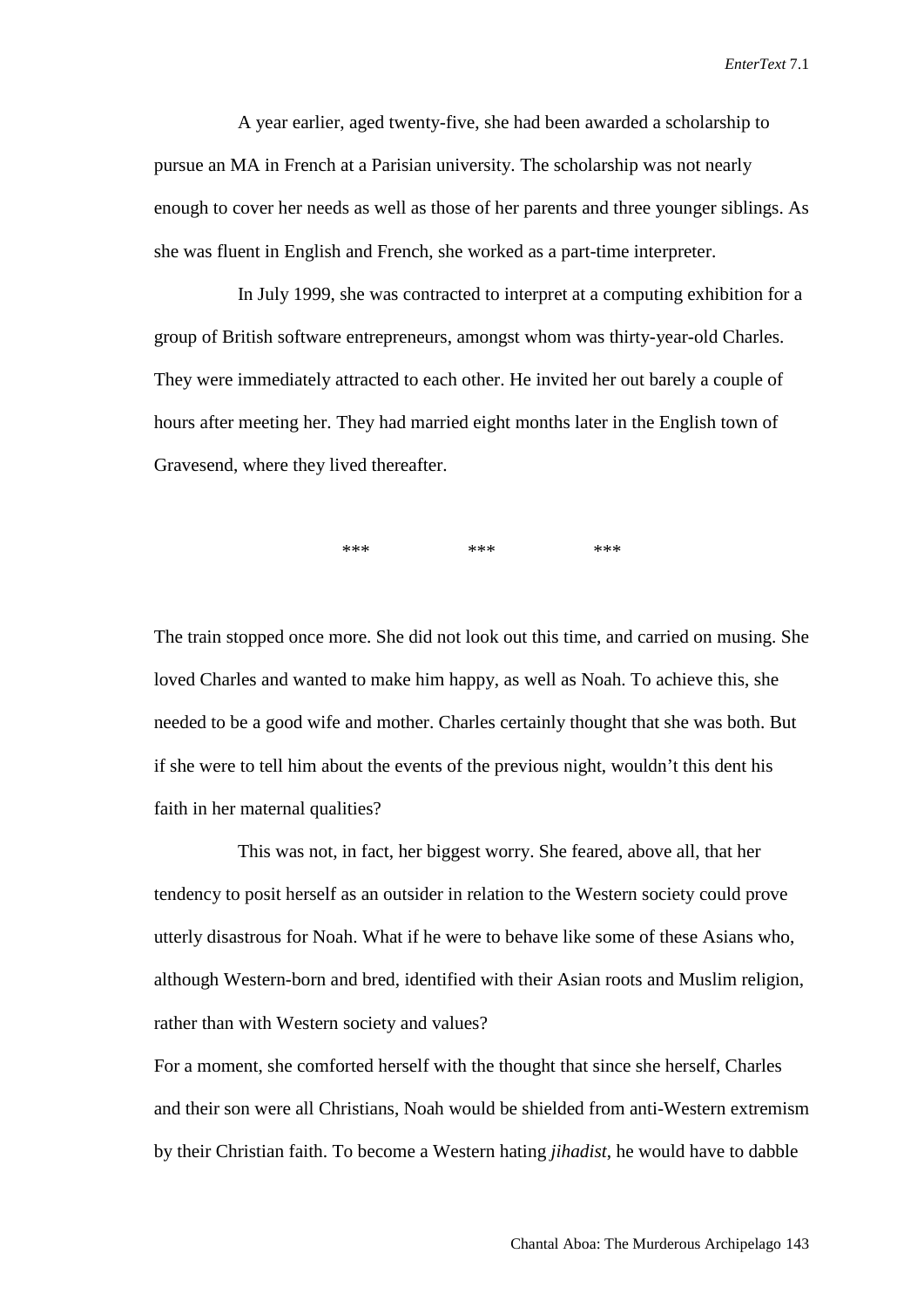A year earlier, aged twenty-five, she had been awarded a scholarship to pursue an MA in French at a Parisian university. The scholarship was not nearly enough to cover her needs as well as those of her parents and three younger siblings. As she was fluent in English and French, she worked as a part-time interpreter.

In July 1999, she was contracted to interpret at a computing exhibition for a group of British software entrepreneurs, amongst whom was thirty-year-old Charles. They were immediately attracted to each other. He invited her out barely a couple of hours after meeting her. They had married eight months later in the English town of Gravesend, where they lived thereafter.

\*\*\* \*\*\* \*\*\*

The train stopped once more. She did not look out this time, and carried on musing. She loved Charles and wanted to make him happy, as well as Noah. To achieve this, she needed to be a good wife and mother. Charles certainly thought that she was both. But if she were to tell him about the events of the previous night, wouldn't this dent his faith in her maternal qualities?

This was not, in fact, her biggest worry. She feared, above all, that her tendency to posit herself as an outsider in relation to the Western society could prove utterly disastrous for Noah. What if he were to behave like some of these Asians who, although Western-born and bred, identified with their Asian roots and Muslim religion, rather than with Western society and values?

For a moment, she comforted herself with the thought that since she herself, Charles and their son were all Christians, Noah would be shielded from anti-Western extremism by their Christian faith. To become a Western hating *jihadist*, he would have to dabble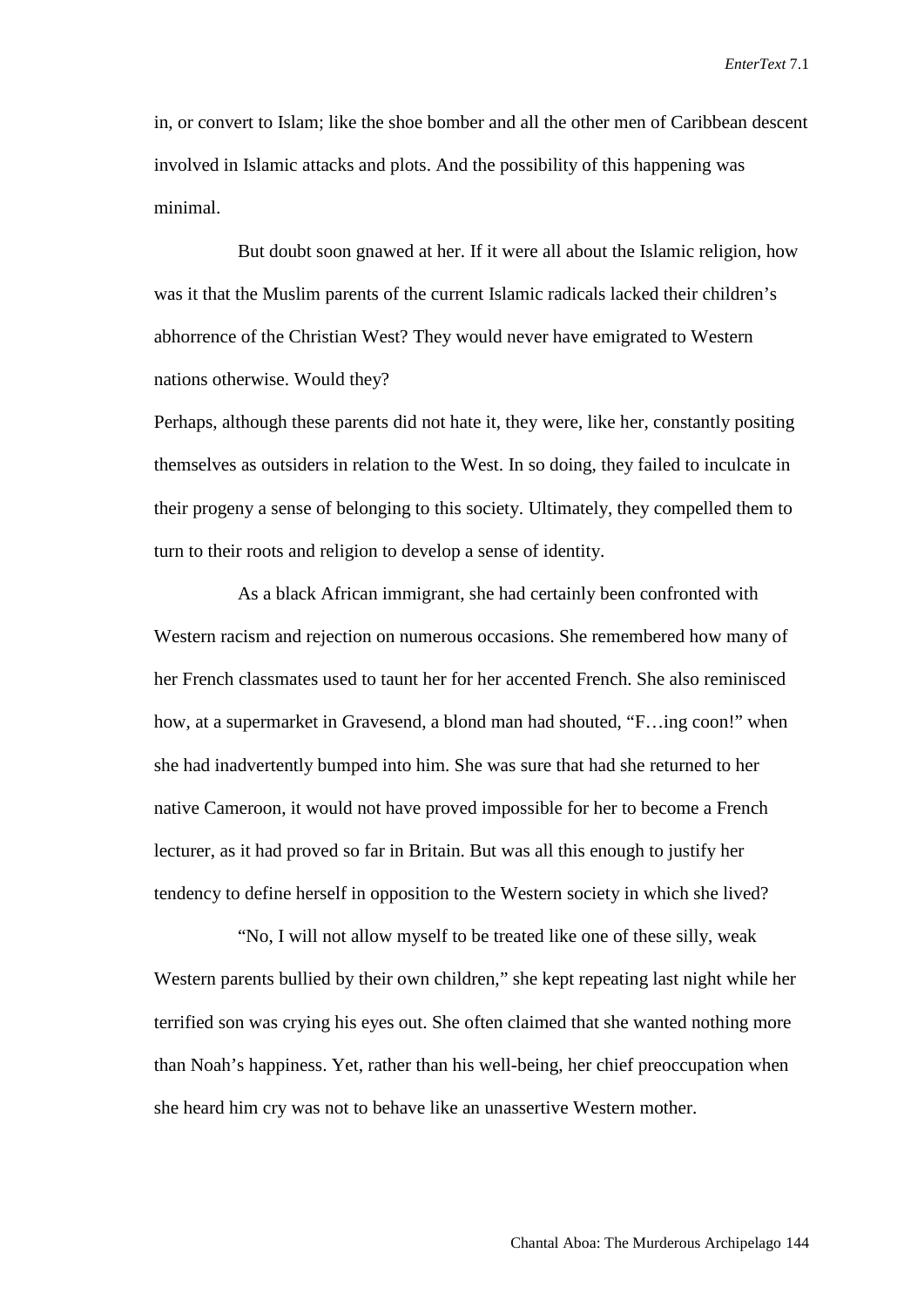in, or convert to Islam; like the shoe bomber and all the other men of Caribbean descent involved in Islamic attacks and plots. And the possibility of this happening was minimal.

But doubt soon gnawed at her. If it were all about the Islamic religion, how was it that the Muslim parents of the current Islamic radicals lacked their children's abhorrence of the Christian West? They would never have emigrated to Western nations otherwise. Would they?

Perhaps, although these parents did not hate it, they were, like her, constantly positing themselves as outsiders in relation to the West. In so doing, they failed to inculcate in their progeny a sense of belonging to this society. Ultimately, they compelled them to turn to their roots and religion to develop a sense of identity.

As a black African immigrant, she had certainly been confronted with Western racism and rejection on numerous occasions. She remembered how many of her French classmates used to taunt her for her accented French. She also reminisced how, at a supermarket in Gravesend, a blond man had shouted, "F…ing coon!" when she had inadvertently bumped into him. She was sure that had she returned to her native Cameroon, it would not have proved impossible for her to become a French lecturer, as it had proved so far in Britain. But was all this enough to justify her tendency to define herself in opposition to the Western society in which she lived?

"No, I will not allow myself to be treated like one of these silly, weak Western parents bullied by their own children," she kept repeating last night while her terrified son was crying his eyes out. She often claimed that she wanted nothing more than Noah's happiness. Yet, rather than his well-being, her chief preoccupation when she heard him cry was not to behave like an unassertive Western mother.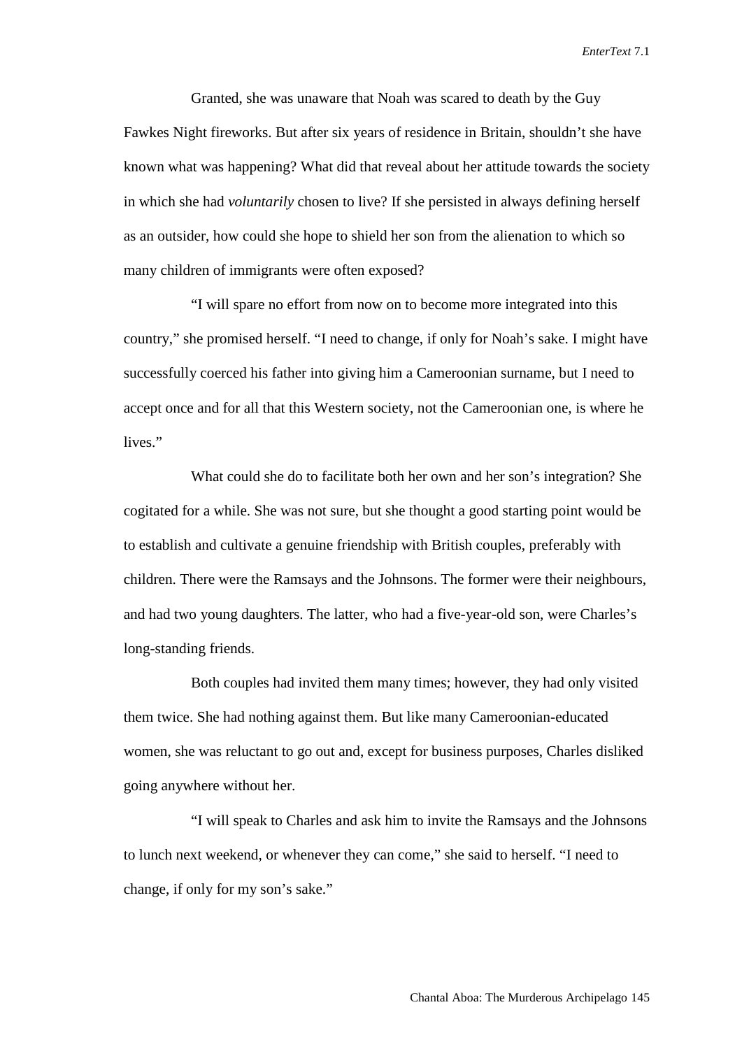Granted, she was unaware that Noah was scared to death by the Guy Fawkes Night fireworks. But after six years of residence in Britain, shouldn't she have known what was happening? What did that reveal about her attitude towards the society in which she had *voluntarily* chosen to live? If she persisted in always defining herself as an outsider, how could she hope to shield her son from the alienation to which so many children of immigrants were often exposed?

"I will spare no effort from now on to become more integrated into this country," she promised herself. "I need to change, if only for Noah's sake. I might have successfully coerced his father into giving him a Cameroonian surname, but I need to accept once and for all that this Western society, not the Cameroonian one, is where he lives."

What could she do to facilitate both her own and her son's integration? She cogitated for a while. She was not sure, but she thought a good starting point would be to establish and cultivate a genuine friendship with British couples, preferably with children. There were the Ramsays and the Johnsons. The former were their neighbours, and had two young daughters. The latter, who had a five-year-old son, were Charles's long-standing friends.

Both couples had invited them many times; however, they had only visited them twice. She had nothing against them. But like many Cameroonian-educated women, she was reluctant to go out and, except for business purposes, Charles disliked going anywhere without her.

"I will speak to Charles and ask him to invite the Ramsays and the Johnsons to lunch next weekend, or whenever they can come," she said to herself. "I need to change, if only for my son's sake."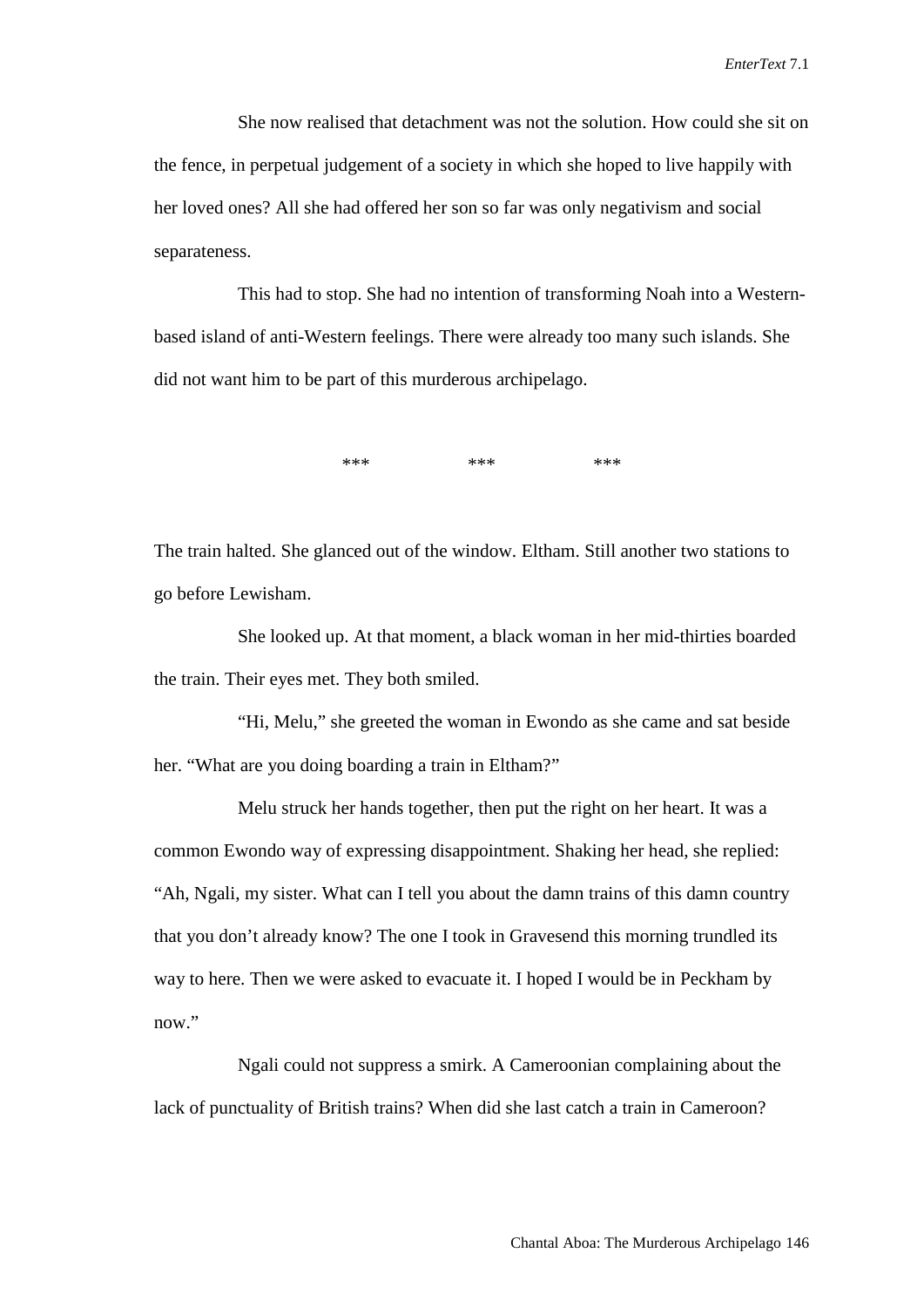She now realised that detachment was not the solution. How could she sit on the fence, in perpetual judgement of a society in which she hoped to live happily with her loved ones? All she had offered her son so far was only negativism and social separateness.

This had to stop. She had no intention of transforming Noah into a Western-based island of anti-Western feelings. There were already too many such islands. She did not want him to be part of this murderous archipelago.

*** *** ***

The train halted. She glanced out of the window. Eltham. Still another two stations to go before Lewisham.

She looked up. At that moment, a black woman in her mid-thirties boarded the train. Their eyes met. They both smiled.

"Hi, Melu," she greeted the woman in Ewondo as she came and sat beside her. "What are you doing boarding a train in Eltham?"

Melu struck her hands together, then put the right on her heart. It was a common Ewondo way of expressing disappointment. Shaking her head, she replied: "Ah, Ngali, my sister. What can I tell you about the damn trains of this damn country that you don't already know? The one I took in Gravesend this morning trundled its way to here. Then we were asked to evacuate it. I hoped I would be in Peckham by now."

Ngali could not suppress a smirk. A Cameroonian complaining about the lack of punctuality of British trains? When did she last catch a train in Cameroon?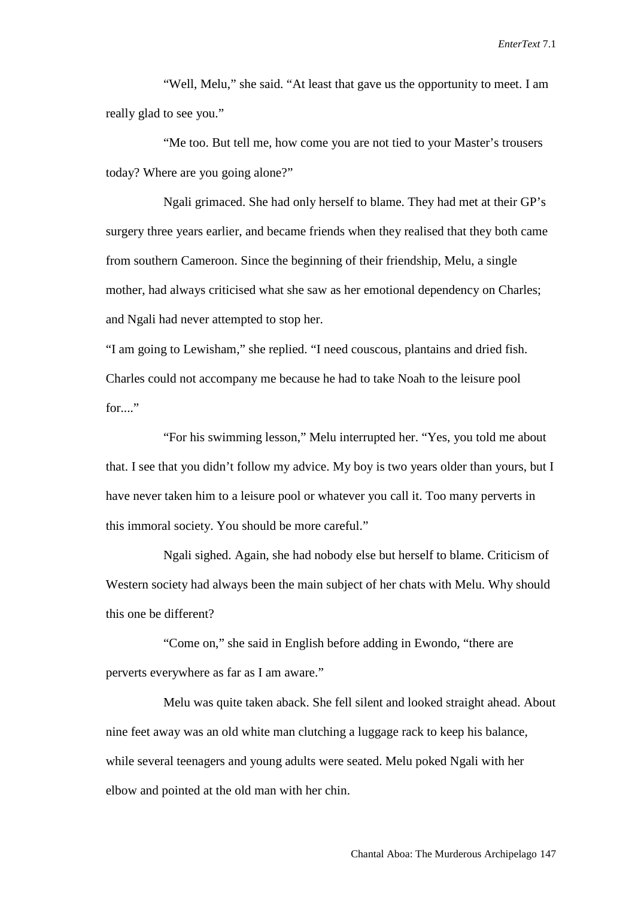"Well, Melu," she said. "At least that gave us the opportunity to meet. I am really glad to see you."

"Me too. But tell me, how come you are not tied to your Master's trousers today? Where are you going alone?"

Ngali grimaced. She had only herself to blame. They had met at their GP's surgery three years earlier, and became friends when they realised that they both came from southern Cameroon. Since the beginning of their friendship, Melu, a single mother, had always criticised what she saw as her emotional dependency on Charles; and Ngali had never attempted to stop her.

"I am going to Lewisham," she replied. "I need couscous, plantains and dried fish. Charles could not accompany me because he had to take Noah to the leisure pool for...."

"For his swimming lesson," Melu interrupted her. "Yes, you told me about that. I see that you didn't follow my advice. My boy is two years older than yours, but I have never taken him to a leisure pool or whatever you call it. Too many perverts in this immoral society. You should be more careful."

Ngali sighed. Again, she had nobody else but herself to blame. Criticism of Western society had always been the main subject of her chats with Melu. Why should this one be different?

"Come on," she said in English before adding in Ewondo, "there are perverts everywhere as far as I am aware."

Melu was quite taken aback. She fell silent and looked straight ahead. About nine feet away was an old white man clutching a luggage rack to keep his balance, while several teenagers and young adults were seated. Melu poked Ngali with her elbow and pointed at the old man with her chin.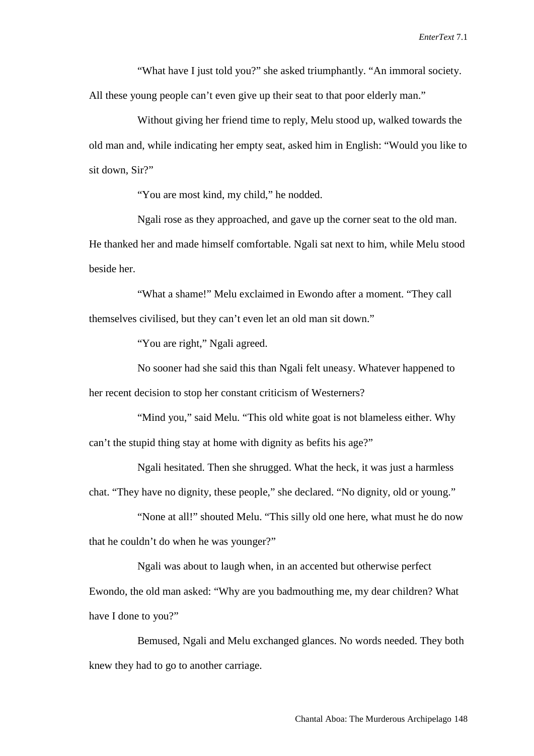"What have I just told you?" she asked triumphantly. "An immoral society. All these young people can't even give up their seat to that poor elderly man."

Without giving her friend time to reply, Melu stood up, walked towards the old man and, while indicating her empty seat, asked him in English: "Would you like to sit down, Sir?"

"You are most kind, my child," he nodded.

Ngali rose as they approached, and gave up the corner seat to the old man. He thanked her and made himself comfortable. Ngali sat next to him, while Melu stood beside her.

"What a shame!" Melu exclaimed in Ewondo after a moment. "They call themselves civilised, but they can't even let an old man sit down."

"You are right," Ngali agreed.

No sooner had she said this than Ngali felt uneasy. Whatever happened to her recent decision to stop her constant criticism of Westerners?

"Mind you," said Melu. "This old white goat is not blameless either. Why can't the stupid thing stay at home with dignity as befits his age?"

Ngali hesitated. Then she shrugged. What the heck, it was just a harmless chat. "They have no dignity, these people," she declared. "No dignity, old or young."

"None at all!" shouted Melu. "This silly old one here, what must he do now that he couldn't do when he was younger?"

Ngali was about to laugh when, in an accented but otherwise perfect Ewondo, the old man asked: "Why are you badmouthing me, my dear children? What have I done to you?"

Bemused, Ngali and Melu exchanged glances. No words needed. They both knew they had to go to another carriage.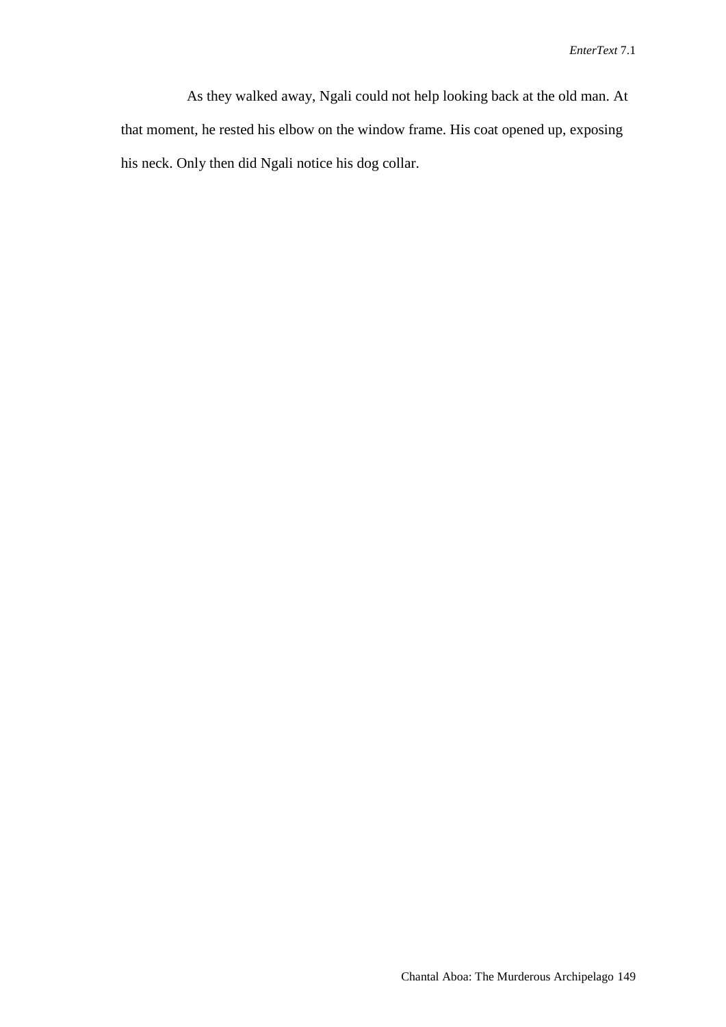As they walked away, Ngali could not help looking back at the old man. At that moment, he rested his elbow on the window frame. His coat opened up, exposing his neck. Only then did Ngali notice his dog collar.